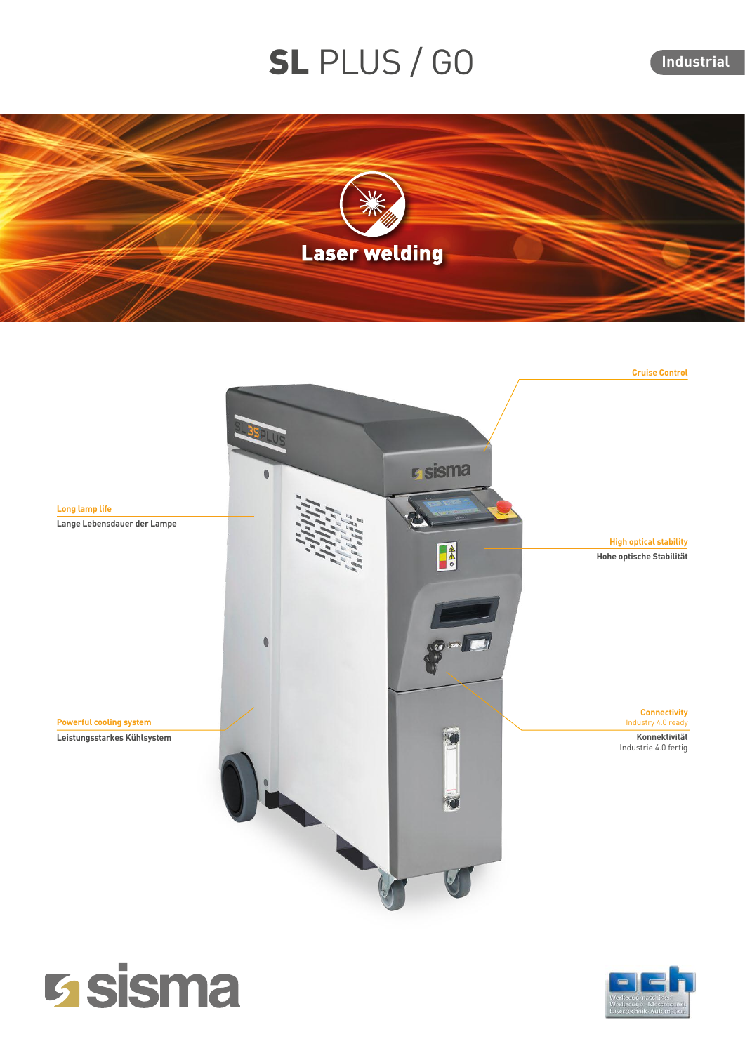# **SL** PLUS / GO

Industrial

## Laser welding

**Cruise Control**

**Long lamp life**
**Lange Lebensdauer der Lampe**

**High optical stability**
**Hohe optische Stabilität**

**Powerful cooling system**
**Leistungsstarkes Kühlsystem**

**Connectivity**
Industry 4.0 ready
**Konnektivität**
Industrie 4.0 fertig

sisma

ach
Werkzeugmaschinen
Werkzeuge · Messtechnik
Lasertechnik Automation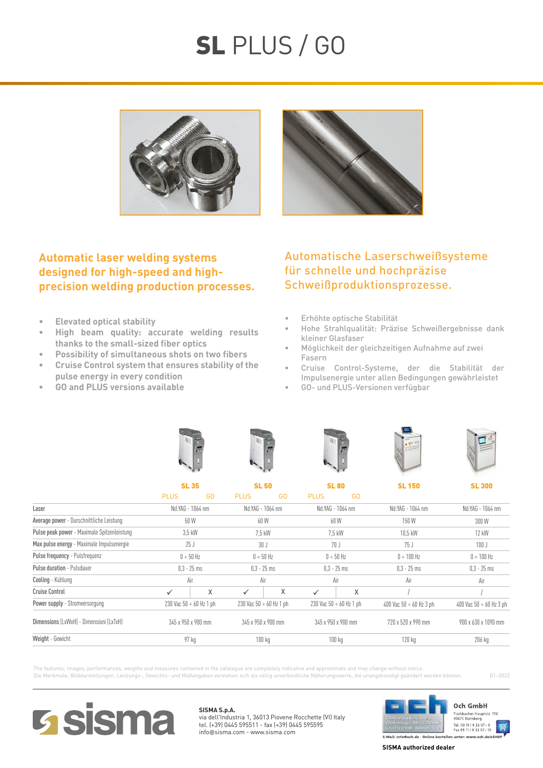# SL PLUS / GO

## Automatic laser welding systems designed for high-speed and high-precision welding production processes.

- Elevated optical stability
- High beam quality: accurate welding results thanks to the small-sized fiber optics
- Possibility of simultaneous shots on two fibers
- Cruise Control system that ensures stability of the pulse energy in every condition
- GO and PLUS versions available

## Automatische Laserschweißsysteme für schnelle und hochpräzise Schweißproduktionsprozesse.

- Erhöhte optische Stabilität
- Hohe Strahlqualität: Präzise Schweißergebnisse dank kleiner Glasfaser
- Möglichkeit der gleichzeitigen Aufnahme auf zwei Fasern
- Cruise Control-Systeme, der die Stabilität der Impulsenergie unter allen Bedingungen gewährleistet
- GO- und PLUS-Versionen verfügbar

| | SL 35 | | SL 50 | | SL 80 | | SL 150 | SL 300 |
|---|---|---|---|---|---|---|---|---|
| | PLUS | GO | PLUS | GO | PLUS | GO | | |
| Laser | Nd:YAG - 1064 nm | | Nd:YAG - 1064 nm | | Nd:YAG - 1064 nm | | Nd:YAG - 1064 nm | Nd:YAG - 1064 nm |
| Average power - Durschnittliche Leistung | 50 W | | 60 W | | 60 W | | 150 W | 300 W |
| Pulse peak power - Maximale Spitzenleistung | 3,5 kW | | 7,5 kW | | 7,5 kW | | 10,5 kW | 12 kW |
| Max pulse energy - Maximale Impulsenergie | 25 J | | 30 J | | 70 J | | 75 J | 100 J |
| Pulse frequency - Pulsfrequenz | 0 ÷ 50 Hz | | 0 ÷ 50 Hz | | 0 ÷ 50 Hz | | 0 ÷ 100 Hz | 0 ÷ 100 Hz |
| Pulse duration - Pulsdauer | 0,3 - 25 ms | | 0,3 - 25 ms | | 0,3 - 25 ms | | 0,3 - 25 ms | 0,3 - 25 ms |
| Cooling - Kühlung | Air | | Air | | Air | | Air | Air |
| Cruise Control | ✓ | X | ✓ | X | ✓ | X | / | / |
| Power supply - Stromversorgung | 230 Vac 50 ÷ 60 Hz 1 ph | | 230 Vac 50 ÷ 60 Hz 1 ph | | 230 Vac 50 ÷ 60 Hz 1 ph | | 400 Vac 50 ÷ 60 Hz 3 ph | 400 Vac 50 ÷ 60 Hz 3 ph |
| Dimensions (LxWxH) - Dimensioni (LxTxH) | 345 x 950 x 900 mm | | 345 x 950 x 900 mm | | 345 x 950 x 900 mm | | 720 x 520 x 990 mm | 900 x 630 x 1090 mm |
| Weight - Gewicht | 97 kg | | 100 kg | | 100 kg | | 120 kg | 206 kg |

The features, images, performances, weigths and measures contained in the catalogue are completely indicative and approximate and may change without notice.
Die Merkmale, Bilddarstellungen, Leistungs-, Gewichts- und Maßangaben verstehen sich als völlig unverbindliche Näherungswerte, die unangekündigt geändert werden können.

01-2022

sisma

**SISMA S.p.A.**
via dell'Industria 1, 36013 Piovene Rocchette (VI) Italy
tel. (+39) 0445 595511 - fax (+39) 0445 595595
info@sisma.com - www.sisma.com

och
Werkzeugmaschinen Werkzeuge Messtechnik Lasertechnik Automation

**Och GmbH**
Fischbacher Hauptstr. 156
90475 Nürnberg
Tel. 09 11 / 8 33 07 - 0
Fax 09 11 / 8 33 07 - 10

E-Mail: info@och.de · Online bestellen unter: www.och.de/eSHOP

**SISMA authorized dealer**